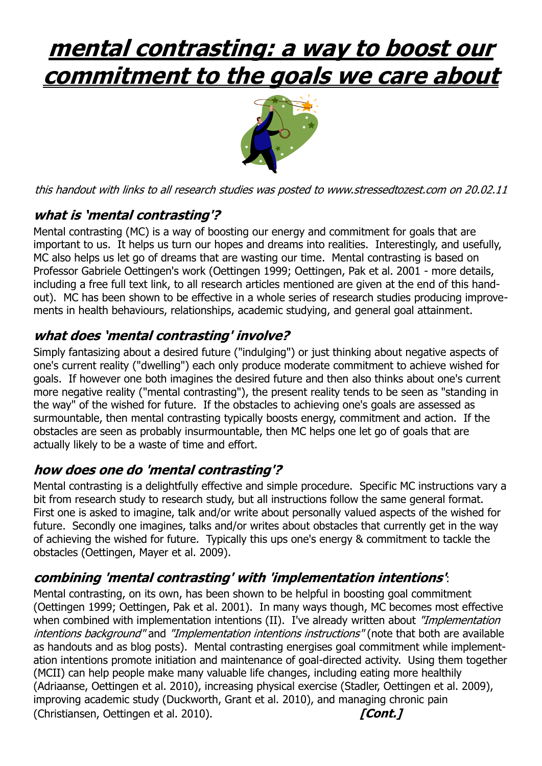# mental contrasting: a way to boost our commitment to the goals we care about

*this handout with links to all research studies was posted to www.stressedtozest.com on 20.02.11*

### what is 'mental contrasting'?

Mental contrasting (MC) is a way of boosting our energy and commitment for goals that are important to us. It helps us turn our hopes and dreams into realities. Interestingly, and usefully, MC also helps us let go of dreams that are wasting our time. Mental contrasting is based on Professor Gabriele Oettingen's work (Oettingen 1999; Oettingen, Pak et al. 2001 - more details, including a free full text link, to all research articles mentioned are given at the end of this handout). MC has been shown to be effective in a whole series of research studies producing improvements in health behaviours, relationships, academic studying, and general goal attainment.

### what does 'mental contrasting' involve?

Simply fantasizing about a desired future ("indulging") or just thinking about negative aspects of one's current reality ("dwelling") each only produce moderate commitment to achieve wished for goals. If however one both imagines the desired future and then also thinks about one's current more negative reality ("mental contrasting"), the present reality tends to be seen as "standing in the way" of the wished for future. If the obstacles to achieving one's goals are assessed as surmountable, then mental contrasting typically boosts energy, commitment and action. If the obstacles are seen as probably insurmountable, then MC helps one let go of goals that are actually likely to be a waste of time and effort.

### how does one do 'mental contrasting'?

Mental contrasting is a delightfully effective and simple procedure. Specific MC instructions vary a bit from research study to research study, but all instructions follow the same general format. First one is asked to imagine, talk and/or write about personally valued aspects of the wished for future. Secondly one imagines, talks and/or writes about obstacles that currently get in the way of achieving the wished for future. Typically this ups one's energy & commitment to tackle the obstacles (Oettingen, Mayer et al. 2009).

### combining 'mental contrasting' with 'implementation intentions':

Mental contrasting, on its own, has been shown to be helpful in boosting goal commitment (Oettingen 1999; Oettingen, Pak et al. 2001). In many ways though, MC becomes most effective when combined with implementation intentions (II). I've already written about *"Implementation intentions background"* and *"Implementation intentions instructions"* (note that both are available as handouts and as blog posts). Mental contrasting energises goal commitment while implementation intentions promote initiation and maintenance of goal-directed activity. Using them together (MCII) can help people make many valuable life changes, including eating more healthily (Adriaanse, Oettingen et al. 2010), increasing physical exercise (Stadler, Oettingen et al. 2009), improving academic study (Duckworth, Grant et al. 2010), and managing chronic pain (Christiansen, Oettingen et al. 2010). ***[Cont.]***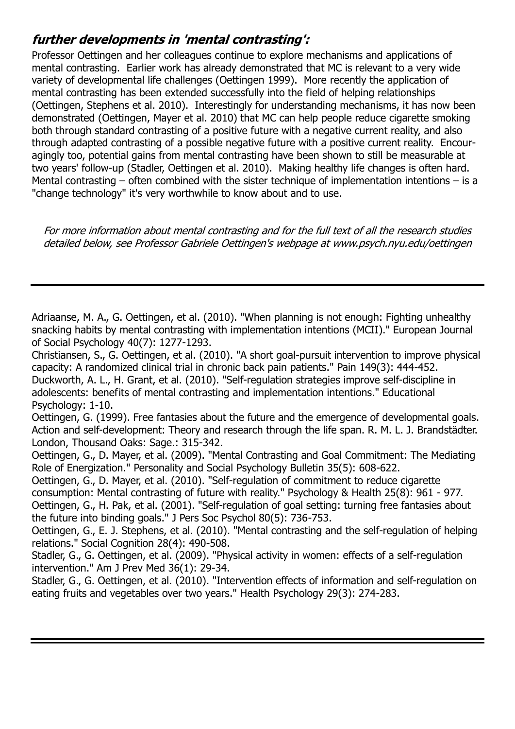## ***further developments in 'mental contrasting':***

Professor Oettingen and her colleagues continue to explore mechanisms and applications of mental contrasting. Earlier work has already demonstrated that MC is relevant to a very wide variety of developmental life challenges (Oettingen 1999). More recently the application of mental contrasting has been extended successfully into the field of helping relationships (Oettingen, Stephens et al. 2010). Interestingly for understanding mechanisms, it has now been demonstrated (Oettingen, Mayer et al. 2010) that MC can help people reduce cigarette smoking both through standard contrasting of a positive future with a negative current reality, and also through adapted contrasting of a possible negative future with a positive current reality. Encouragingly too, potential gains from mental contrasting have been shown to still be measurable at two years' follow-up (Stadler, Oettingen et al. 2010). Making healthy life changes is often hard. Mental contrasting – often combined with the sister technique of implementation intentions – is a "change technology" it's very worthwhile to know about and to use.

*For more information about mental contrasting and for the full text of all the research studies detailed below, see Professor Gabriele Oettingen's webpage at www.psych.nyu.edu/oettingen*

---

Adriaanse, M. A., G. Oettingen, et al. (2010). "When planning is not enough: Fighting unhealthy snacking habits by mental contrasting with implementation intentions (MCII)." European Journal of Social Psychology 40(7): 1277-1293.

Christiansen, S., G. Oettingen, et al. (2010). "A short goal-pursuit intervention to improve physical capacity: A randomized clinical trial in chronic back pain patients." Pain 149(3): 444-452.

Duckworth, A. L., H. Grant, et al. (2010). "Self-regulation strategies improve self-discipline in adolescents: benefits of mental contrasting and implementation intentions." Educational Psychology: 1-10.

Oettingen, G. (1999). Free fantasies about the future and the emergence of developmental goals. Action and self-development: Theory and research through the life span. R. M. L. J. Brandstädter. London, Thousand Oaks: Sage.: 315-342.

Oettingen, G., D. Mayer, et al. (2009). "Mental Contrasting and Goal Commitment: The Mediating Role of Energization." Personality and Social Psychology Bulletin 35(5): 608-622.

Oettingen, G., D. Mayer, et al. (2010). "Self-regulation of commitment to reduce cigarette consumption: Mental contrasting of future with reality." Psychology & Health 25(8): 961 - 977.

Oettingen, G., H. Pak, et al. (2001). "Self-regulation of goal setting: turning free fantasies about the future into binding goals." J Pers Soc Psychol 80(5): 736-753.

Oettingen, G., E. J. Stephens, et al. (2010). "Mental contrasting and the self-regulation of helping relations." Social Cognition 28(4): 490-508.

Stadler, G., G. Oettingen, et al. (2009). "Physical activity in women: effects of a self-regulation intervention." Am J Prev Med 36(1): 29-34.

Stadler, G., G. Oettingen, et al. (2010). "Intervention effects of information and self-regulation on eating fruits and vegetables over two years." Health Psychology 29(3): 274-283.